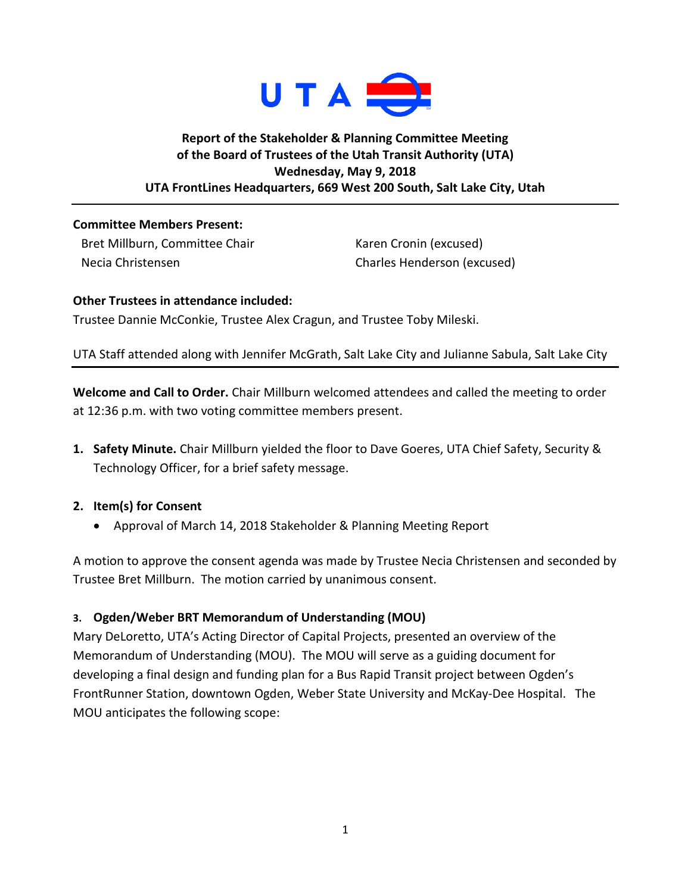UTA

**Report of the Stakeholder & Planning Committee Meeting**
**of the Board of Trustees of the Utah Transit Authority (UTA)**
**Wednesday, May 9, 2018**
**UTA FrontLines Headquarters, 669 West 200 South, Salt Lake City, Utah**

---

**Committee Members Present:**

Bret Millburn, Committee Chair
Necia Christensen
Karen Cronin (excused)
Charles Henderson (excused)

**Other Trustees in attendance included:**
Trustee Dannie McConkie, Trustee Alex Cragun, and Trustee Toby Mileski.

UTA Staff attended along with Jennifer McGrath, Salt Lake City and Julianne Sabula, Salt Lake City

---

**Welcome and Call to Order.** Chair Millburn welcomed attendees and called the meeting to order at 12:36 p.m. with two voting committee members present.

1. **Safety Minute.** Chair Millburn yielded the floor to Dave Goeres, UTA Chief Safety, Security & Technology Officer, for a brief safety message.

2. **Item(s) for Consent**
   - Approval of March 14, 2018 Stakeholder & Planning Meeting Report

A motion to approve the consent agenda was made by Trustee Necia Christensen and seconded by Trustee Bret Millburn. The motion carried by unanimous consent.

3. **Ogden/Weber BRT Memorandum of Understanding (MOU)**

Mary DeLoretto, UTA's Acting Director of Capital Projects, presented an overview of the Memorandum of Understanding (MOU). The MOU will serve as a guiding document for developing a final design and funding plan for a Bus Rapid Transit project between Ogden's FrontRunner Station, downtown Ogden, Weber State University and McKay-Dee Hospital. The MOU anticipates the following scope: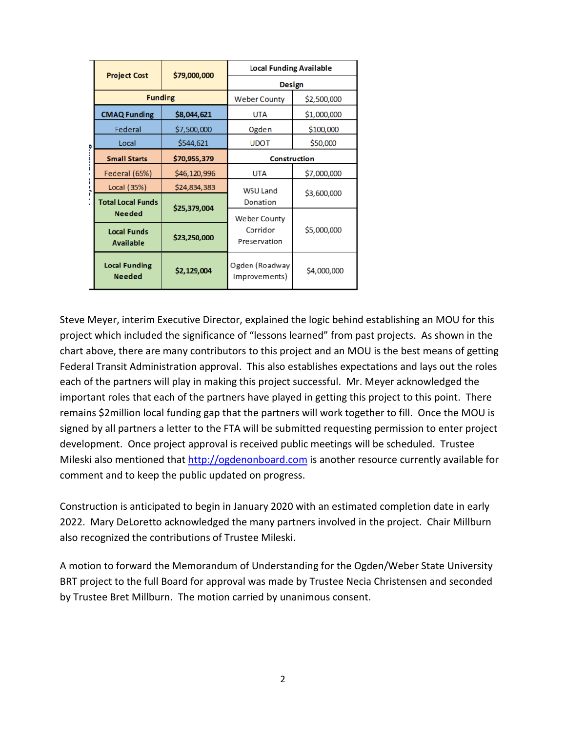| Project Cost | $79,000,000 | Local Funding Available | |
|---|---|---|---|
| | | Design | |
| Funding | | Weber County | $2,500,000 |
| CMAQ Funding | $8,044,621 | UTA | $1,000,000 |
| Federal | $7,500,000 | Ogden | $100,000 |
| Local | $544,621 | UDOT | $50,000 |
| Small Starts | $70,955,379 | Construction | |
| Federal (65%) | $46,120,996 | UTA | $7,000,000 |
| Local (35%) | $24,834,383 | WSU Land Donation | $3,600,000 |
| Total Local Funds Needed | $25,379,004 | | |
| Local Funds Available | $23,250,000 | Weber County Corridor Preservation | $5,000,000 |
| Local Funding Needed | $2,129,004 | Ogden (Roadway Improvements) | $4,000,000 |

Steve Meyer, interim Executive Director, explained the logic behind establishing an MOU for this project which included the significance of "lessons learned" from past projects. As shown in the chart above, there are many contributors to this project and an MOU is the best means of getting Federal Transit Administration approval. This also establishes expectations and lays out the roles each of the partners will play in making this project successful. Mr. Meyer acknowledged the important roles that each of the partners have played in getting this project to this point. There remains $2million local funding gap that the partners will work together to fill. Once the MOU is signed by all partners a letter to the FTA will be submitted requesting permission to enter project development. Once project approval is received public meetings will be scheduled. Trustee Mileski also mentioned that http://ogdenonboard.com is another resource currently available for comment and to keep the public updated on progress.

Construction is anticipated to begin in January 2020 with an estimated completion date in early 2022. Mary DeLoretto acknowledged the many partners involved in the project. Chair Millburn also recognized the contributions of Trustee Mileski.

A motion to forward the Memorandum of Understanding for the Ogden/Weber State University BRT project to the full Board for approval was made by Trustee Necia Christensen and seconded by Trustee Bret Millburn. The motion carried by unanimous consent.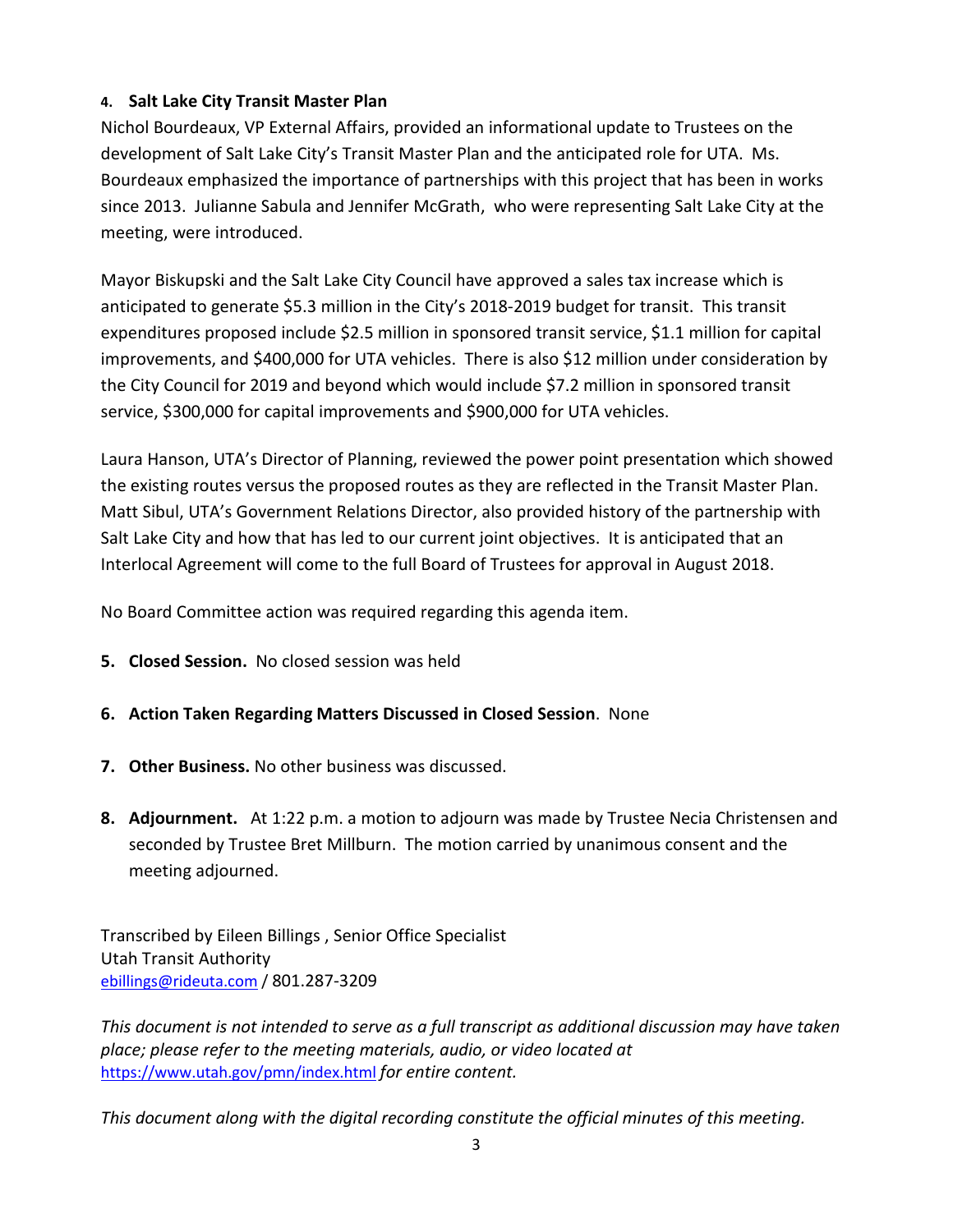**4. Salt Lake City Transit Master Plan**

Nichol Bourdeaux, VP External Affairs, provided an informational update to Trustees on the development of Salt Lake City's Transit Master Plan and the anticipated role for UTA. Ms. Bourdeaux emphasized the importance of partnerships with this project that has been in works since 2013. Julianne Sabula and Jennifer McGrath, who were representing Salt Lake City at the meeting, were introduced.

Mayor Biskupski and the Salt Lake City Council have approved a sales tax increase which is anticipated to generate $5.3 million in the City's 2018-2019 budget for transit. This transit expenditures proposed include $2.5 million in sponsored transit service, $1.1 million for capital improvements, and $400,000 for UTA vehicles. There is also $12 million under consideration by the City Council for 2019 and beyond which would include $7.2 million in sponsored transit service, $300,000 for capital improvements and $900,000 for UTA vehicles.

Laura Hanson, UTA's Director of Planning, reviewed the power point presentation which showed the existing routes versus the proposed routes as they are reflected in the Transit Master Plan. Matt Sibul, UTA's Government Relations Director, also provided history of the partnership with Salt Lake City and how that has led to our current joint objectives. It is anticipated that an Interlocal Agreement will come to the full Board of Trustees for approval in August 2018.

No Board Committee action was required regarding this agenda item.

5. **Closed Session.** No closed session was held

6. **Action Taken Regarding Matters Discussed in Closed Session**. None

7. **Other Business.** No other business was discussed.

8. **Adjournment.** At 1:22 p.m. a motion to adjourn was made by Trustee Necia Christensen and seconded by Trustee Bret Millburn. The motion carried by unanimous consent and the meeting adjourned.

Transcribed by Eileen Billings , Senior Office Specialist
Utah Transit Authority
ebillings@rideuta.com / 801.287-3209

*This document is not intended to serve as a full transcript as additional discussion may have taken place; please refer to the meeting materials, audio, or video located at* https://www.utah.gov/pmn/index.html *for entire content.*

*This document along with the digital recording constitute the official minutes of this meeting.*